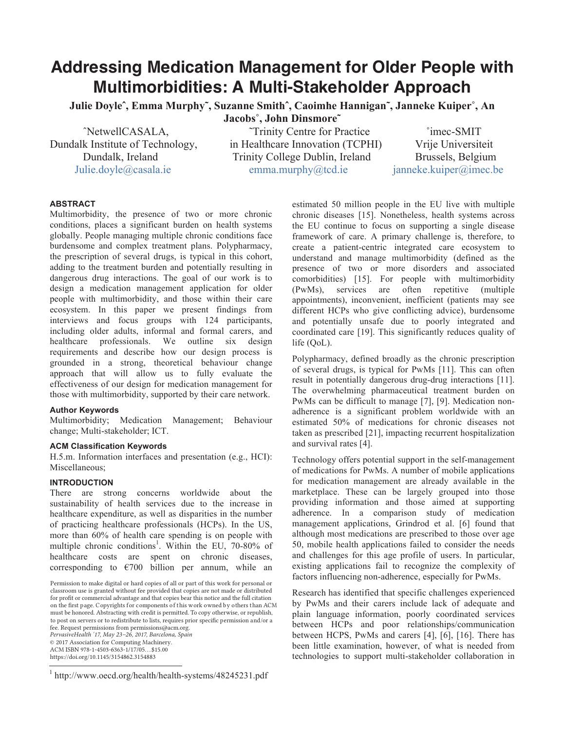# Addressing Medication Management for Older People with Multimorbidities: A Multi-Stakeholder Approach

**Julie Doyle^, Emma Murphy~, Suzanne Smith^, Caoimhe Hannigan~, Janneke Kuiper°, An Jacobs°, John Dinsmore~**

^NetwellCASALA, Dundalk Institute of Technology, Dundalk, Ireland
Julie.doyle@casala.ie

~Trinity Centre for Practice in Healthcare Innovation (TCPHI) Trinity College Dublin, Ireland
emma.murphy@tcd.ie

°imec-SMIT Vrije Universiteit Brussels, Belgium
janneke.kuiper@imec.be

### ABSTRACT

Multimorbidity, the presence of two or more chronic conditions, places a significant burden on health systems globally. People managing multiple chronic conditions face burdensome and complex treatment plans. Polypharmacy, the prescription of several drugs, is typical in this cohort, adding to the treatment burden and potentially resulting in dangerous drug interactions. The goal of our work is to design a medication management application for older people with multimorbidity, and those within their care ecosystem. In this paper we present findings from interviews and focus groups with 124 participants, including older adults, informal and formal carers, and healthcare professionals. We outline six design requirements and describe how our design process is grounded in a strong, theoretical behaviour change approach that will allow us to fully evaluate the effectiveness of our design for medication management for those with multimorbidity, supported by their care network.

### Author Keywords

Multimorbidity; Medication Management; Behaviour change; Multi-stakeholder; ICT.

### ACM Classification Keywords

H.5.m. Information interfaces and presentation (e.g., HCI): Miscellaneous;

### INTRODUCTION

There are strong concerns worldwide about the sustainability of health services due to the increase in healthcare expenditure, as well as disparities in the number of practicing healthcare professionals (HCPs). In the US, more than 60% of health care spending is on people with multiple chronic conditions[1]. Within the EU, 70-80% of healthcare costs are spent on chronic diseases, corresponding to €700 billion per annum, while an estimated 50 million people in the EU live with multiple chronic diseases [15]. Nonetheless, health systems across the EU continue to focus on supporting a single disease framework of care. A primary challenge is, therefore, to create a patient-centric integrated care ecosystem to understand and manage multimorbidity (defined as the presence of two or more disorders and associated comorbidities) [15]. For people with multimorbidity (PwMs), services are often repetitive (multiple appointments), inconvenient, inefficient (patients may see different HCPs who give conflicting advice), burdensome and potentially unsafe due to poorly integrated and coordinated care [19]. This significantly reduces quality of life (QoL).

Polypharmacy, defined broadly as the chronic prescription of several drugs, is typical for PwMs [11]. This can often result in potentially dangerous drug-drug interactions [11]. The overwhelming pharmaceutical treatment burden on PwMs can be difficult to manage [7], [9]. Medication non-adherence is a significant problem worldwide with an estimated 50% of medications for chronic diseases not taken as prescribed [21], impacting recurrent hospitalization and survival rates [4].

Technology offers potential support in the self-management of medications for PwMs. A number of mobile applications for medication management are already available in the marketplace. These can be largely grouped into those providing information and those aimed at supporting adherence. In a comparison study of medication management applications, Grindrod et al. [6] found that although most medications are prescribed to those over age 50, mobile health applications failed to consider the needs and challenges for this age profile of users. In particular, existing applications fail to recognize the complexity of factors influencing non-adherence, especially for PwMs.

Research has identified that specific challenges experienced by PwMs and their carers include lack of adequate and plain language information, poorly coordinated services between HCPs and poor relationships/communication between HCPS, PwMs and carers [4], [6], [16]. There has been little examination, however, of what is needed from technologies to support multi-stakeholder collaboration in

Permission to make digital or hard copies of all or part of this work for personal or classroom use is granted without fee provided that copies are not made or distributed for profit or commercial advantage and that copies bear this notice and the full citation on the first page. Copyrights for components of this work owned by others than ACM must be honored. Abstracting with credit is permitted. To copy otherwise, or republish, to post on servers or to redistribute to lists, requires prior specific permission and/or a fee. Request permissions from permissions@acm.org.
*PervasiveHealth '17, May 23–26, 2017, Barcelona, Spain*
© 2017 Association for Computing Machinery.
ACM ISBN 978-1-4503-6363-1/17/05…$15.00
https://doi.org/10.1145/3154862.3154883

[1] http://www.oecd.org/health/health-systems/48245231.pdf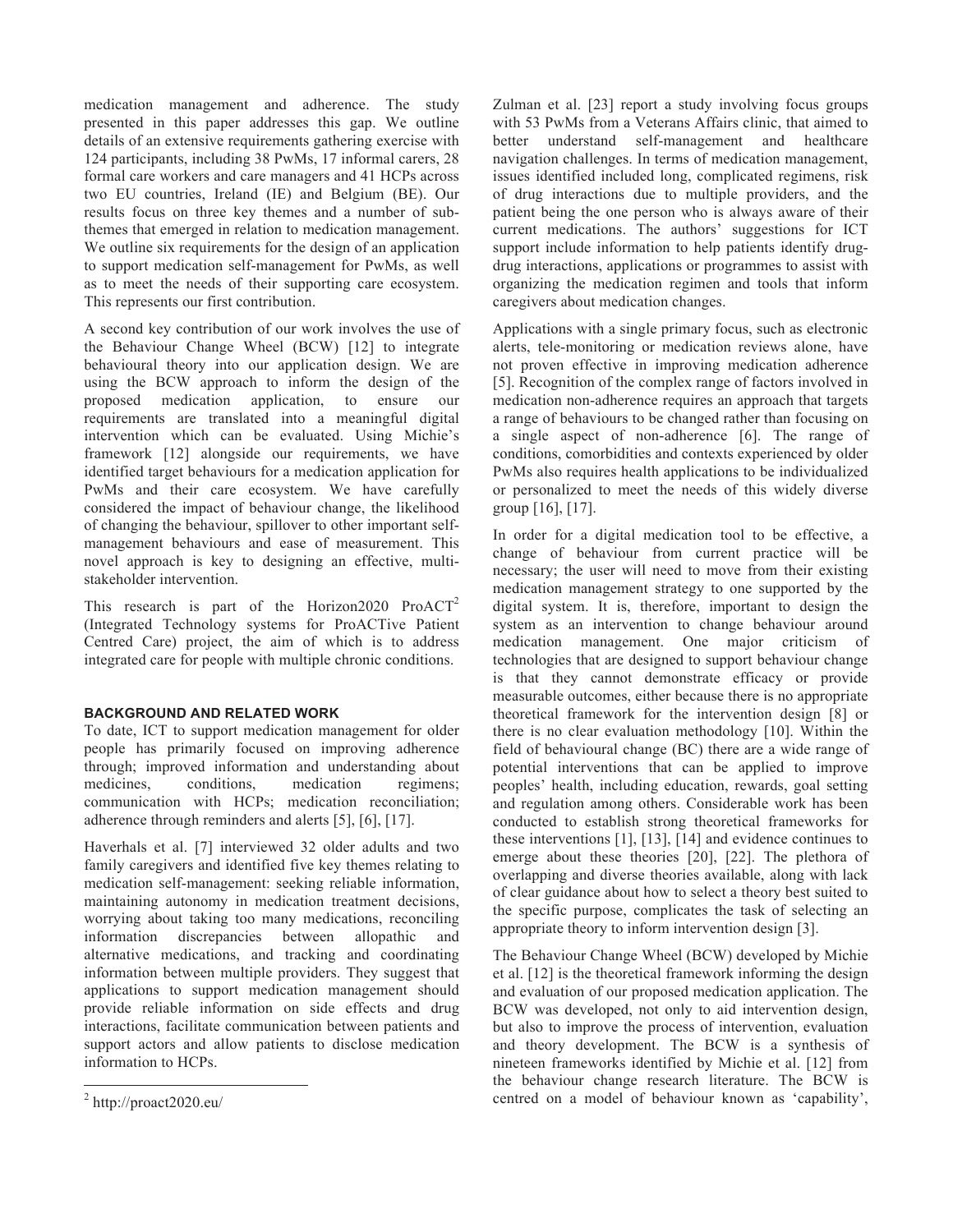medication management and adherence. The study presented in this paper addresses this gap. We outline details of an extensive requirements gathering exercise with 124 participants, including 38 PwMs, 17 informal carers, 28 formal care workers and care managers and 41 HCPs across two EU countries, Ireland (IE) and Belgium (BE). Our results focus on three key themes and a number of sub-themes that emerged in relation to medication management. We outline six requirements for the design of an application to support medication self-management for PwMs, as well as to meet the needs of their supporting care ecosystem. This represents our first contribution.

A second key contribution of our work involves the use of the Behaviour Change Wheel (BCW) [12] to integrate behavioural theory into our application design. We are using the BCW approach to inform the design of the proposed medication application, to ensure our requirements are translated into a meaningful digital intervention which can be evaluated. Using Michie's framework [12] alongside our requirements, we have identified target behaviours for a medication application for PwMs and their care ecosystem. We have carefully considered the impact of behaviour change, the likelihood of changing the behaviour, spillover to other important self-management behaviours and ease of measurement. This novel approach is key to designing an effective, multi-stakeholder intervention.

This research is part of the Horizon2020 ProACT[2] (Integrated Technology systems for ProACTive Patient Centred Care) project, the aim of which is to address integrated care for people with multiple chronic conditions.

## BACKGROUND AND RELATED WORK

To date, ICT to support medication management for older people has primarily focused on improving adherence through; improved information and understanding about medicines, conditions, medication regimens; communication with HCPs; medication reconciliation; adherence through reminders and alerts [5], [6], [17].

Haverhals et al. [7] interviewed 32 older adults and two family caregivers and identified five key themes relating to medication self-management: seeking reliable information, maintaining autonomy in medication treatment decisions, worrying about taking too many medications, reconciling information discrepancies between allopathic and alternative medications, and tracking and coordinating information between multiple providers. They suggest that applications to support medication management should provide reliable information on side effects and drug interactions, facilitate communication between patients and support actors and allow patients to disclose medication information to HCPs.

Zulman et al. [23] report a study involving focus groups with 53 PwMs from a Veterans Affairs clinic, that aimed to better understand self-management and healthcare navigation challenges. In terms of medication management, issues identified included long, complicated regimens, risk of drug interactions due to multiple providers, and the patient being the one person who is always aware of their current medications. The authors' suggestions for ICT support include information to help patients identify drug-drug interactions, applications or programmes to assist with organizing the medication regimen and tools that inform caregivers about medication changes.

Applications with a single primary focus, such as electronic alerts, tele-monitoring or medication reviews alone, have not proven effective in improving medication adherence [5]. Recognition of the complex range of factors involved in medication non-adherence requires an approach that targets a range of behaviours to be changed rather than focusing on a single aspect of non-adherence [6]. The range of conditions, comorbidities and contexts experienced by older PwMs also requires health applications to be individualized or personalized to meet the needs of this widely diverse group [16], [17].

In order for a digital medication tool to be effective, a change of behaviour from current practice will be necessary; the user will need to move from their existing medication management strategy to one supported by the digital system. It is, therefore, important to design the system as an intervention to change behaviour around medication management. One major criticism of technologies that are designed to support behaviour change is that they cannot demonstrate efficacy or provide measurable outcomes, either because there is no appropriate theoretical framework for the intervention design [8] or there is no clear evaluation methodology [10]. Within the field of behavioural change (BC) there are a wide range of potential interventions that can be applied to improve peoples' health, including education, rewards, goal setting and regulation among others. Considerable work has been conducted to establish strong theoretical frameworks for these interventions [1], [13], [14] and evidence continues to emerge about these theories [20], [22]. The plethora of overlapping and diverse theories available, along with lack of clear guidance about how to select a theory best suited to the specific purpose, complicates the task of selecting an appropriate theory to inform intervention design [3].

The Behaviour Change Wheel (BCW) developed by Michie et al. [12] is the theoretical framework informing the design and evaluation of our proposed medication application. The BCW was developed, not only to aid intervention design, but also to improve the process of intervention, evaluation and theory development. The BCW is a synthesis of nineteen frameworks identified by Michie et al. [12] from the behaviour change research literature. The BCW is centred on a model of behaviour known as 'capability',

[2] http://proact2020.eu/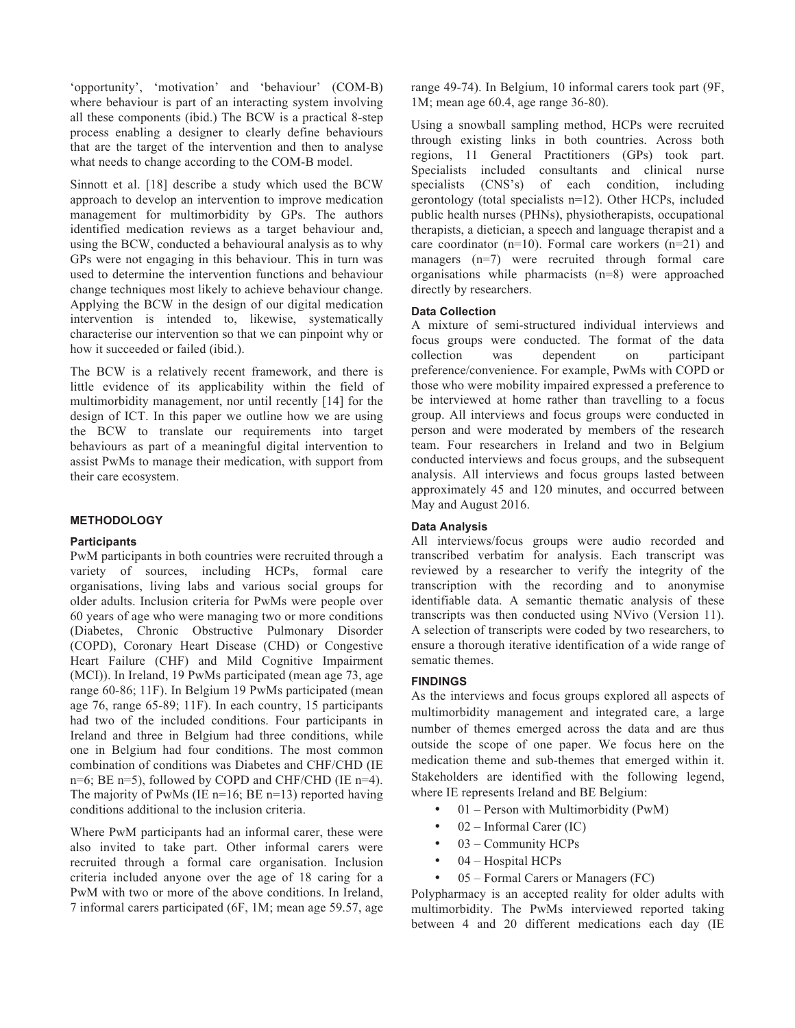'opportunity', 'motivation' and 'behaviour' (COM-B) where behaviour is part of an interacting system involving all these components (ibid.) The BCW is a practical 8-step process enabling a designer to clearly define behaviours that are the target of the intervention and then to analyse what needs to change according to the COM-B model.

Sinnott et al. [18] describe a study which used the BCW approach to develop an intervention to improve medication management for multimorbidity by GPs. The authors identified medication reviews as a target behaviour and, using the BCW, conducted a behavioural analysis as to why GPs were not engaging in this behaviour. This in turn was used to determine the intervention functions and behaviour change techniques most likely to achieve behaviour change. Applying the BCW in the design of our digital medication intervention is intended to, likewise, systematically characterise our intervention so that we can pinpoint why or how it succeeded or failed (ibid.).

The BCW is a relatively recent framework, and there is little evidence of its applicability within the field of multimorbidity management, nor until recently [14] for the design of ICT. In this paper we outline how we are using the BCW to translate our requirements into target behaviours as part of a meaningful digital intervention to assist PwMs to manage their medication, with support from their care ecosystem.

## METHODOLOGY

### Participants

PwM participants in both countries were recruited through a variety of sources, including HCPs, formal care organisations, living labs and various social groups for older adults. Inclusion criteria for PwMs were people over 60 years of age who were managing two or more conditions (Diabetes, Chronic Obstructive Pulmonary Disorder (COPD), Coronary Heart Disease (CHD) or Congestive Heart Failure (CHF) and Mild Cognitive Impairment (MCI)). In Ireland, 19 PwMs participated (mean age 73, age range 60-86; 11F). In Belgium 19 PwMs participated (mean age 76, range 65-89; 11F). In each country, 15 participants had two of the included conditions. Four participants in Ireland and three in Belgium had three conditions, while one in Belgium had four conditions. The most common combination of conditions was Diabetes and CHF/CHD (IE n=6; BE n=5), followed by COPD and CHF/CHD (IE n=4). The majority of PwMs (IE n=16; BE n=13) reported having conditions additional to the inclusion criteria.

Where PwM participants had an informal carer, these were also invited to take part. Other informal carers were recruited through a formal care organisation. Inclusion criteria included anyone over the age of 18 caring for a PwM with two or more of the above conditions. In Ireland, 7 informal carers participated (6F, 1M; mean age 59.57, age range 49-74). In Belgium, 10 informal carers took part (9F, 1M; mean age 60.4, age range 36-80).

Using a snowball sampling method, HCPs were recruited through existing links in both countries. Across both regions, 11 General Practitioners (GPs) took part. Specialists included consultants and clinical nurse specialists (CNS's) of each condition, including gerontology (total specialists n=12). Other HCPs, included public health nurses (PHNs), physiotherapists, occupational therapists, a dietician, a speech and language therapist and a care coordinator (n=10). Formal care workers (n=21) and managers (n=7) were recruited through formal care organisations while pharmacists (n=8) were approached directly by researchers.

### Data Collection

A mixture of semi-structured individual interviews and focus groups were conducted. The format of the data collection was dependent on participant preference/convenience. For example, PwMs with COPD or those who were mobility impaired expressed a preference to be interviewed at home rather than travelling to a focus group. All interviews and focus groups were conducted in person and were moderated by members of the research team. Four researchers in Ireland and two in Belgium conducted interviews and focus groups, and the subsequent analysis. All interviews and focus groups lasted between approximately 45 and 120 minutes, and occurred between May and August 2016.

### Data Analysis

All interviews/focus groups were audio recorded and transcribed verbatim for analysis. Each transcript was reviewed by a researcher to verify the integrity of the transcription with the recording and to anonymise identifiable data. A semantic thematic analysis of these transcripts was then conducted using NVivo (Version 11). A selection of transcripts were coded by two researchers, to ensure a thorough iterative identification of a wide range of sematic themes.

## FINDINGS

As the interviews and focus groups explored all aspects of multimorbidity management and integrated care, a large number of themes emerged across the data and are thus outside the scope of one paper. We focus here on the medication theme and sub-themes that emerged within it. Stakeholders are identified with the following legend, where IE represents Ireland and BE Belgium:

- 01 – Person with Multimorbidity (PwM)
- 02 – Informal Carer (IC)
- 03 – Community HCPs
- 04 – Hospital HCPs
- 05 – Formal Carers or Managers (FC)

Polypharmacy is an accepted reality for older adults with multimorbidity. The PwMs interviewed reported taking between 4 and 20 different medications each day (IE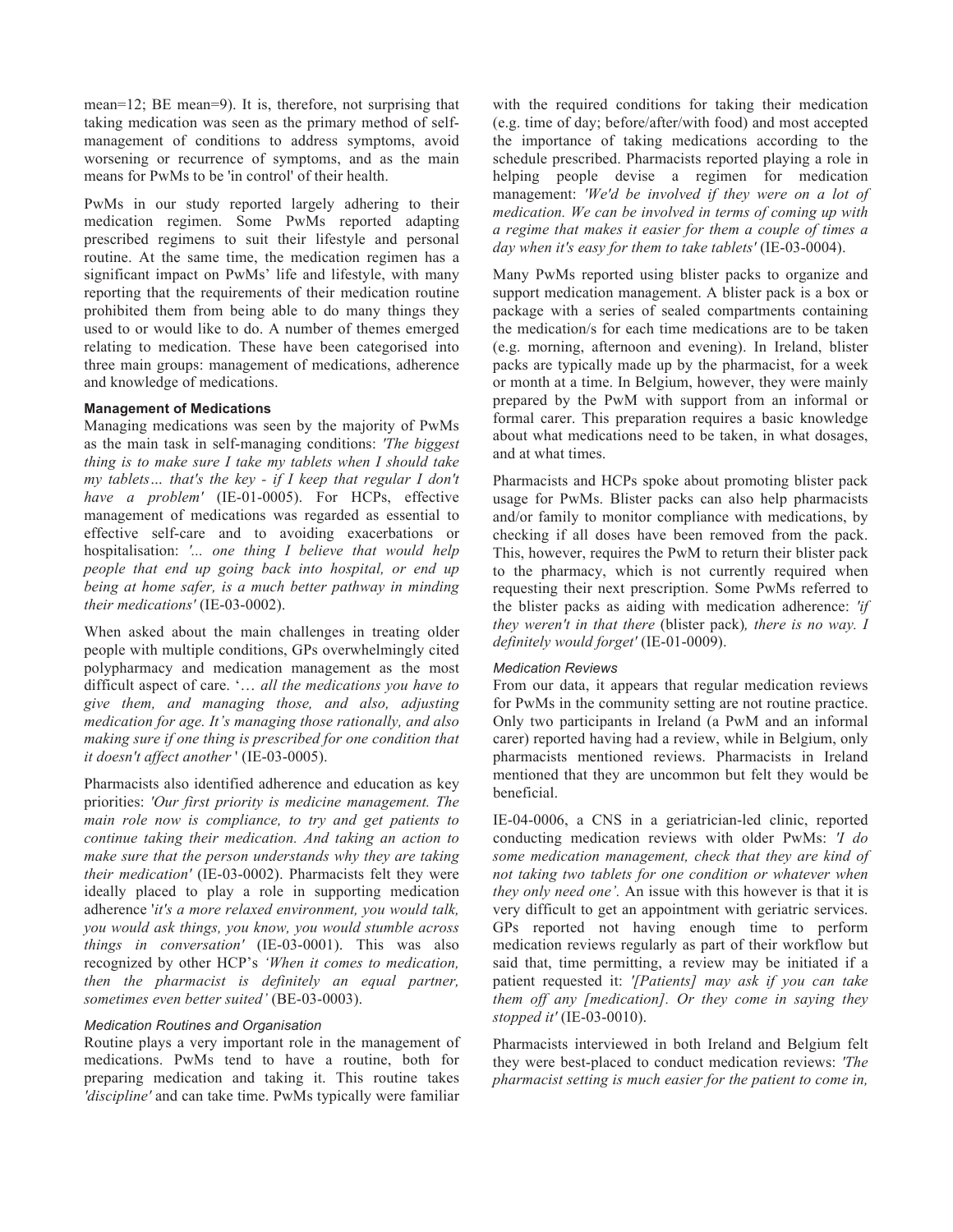mean=12; BE mean=9). It is, therefore, not surprising that taking medication was seen as the primary method of self-management of conditions to address symptoms, avoid worsening or recurrence of symptoms, and as the main means for PwMs to be 'in control' of their health.

PwMs in our study reported largely adhering to their medication regimen. Some PwMs reported adapting prescribed regimens to suit their lifestyle and personal routine. At the same time, the medication regimen has a significant impact on PwMs' life and lifestyle, with many reporting that the requirements of their medication routine prohibited them from being able to do many things they used to or would like to do. A number of themes emerged relating to medication. These have been categorised into three main groups: management of medications, adherence and knowledge of medications.

#### Management of Medications

Managing medications was seen by the majority of PwMs as the main task in self-managing conditions: *'The biggest thing is to make sure I take my tablets when I should take my tablets… that's the key - if I keep that regular I don't have a problem'* (IE-01-0005). For HCPs, effective management of medications was regarded as essential to effective self-care and to avoiding exacerbations or hospitalisation: *'... one thing I believe that would help people that end up going back into hospital, or end up being at home safer, is a much better pathway in minding their medications'* (IE-03-0002).

When asked about the main challenges in treating older people with multiple conditions, GPs overwhelmingly cited polypharmacy and medication management as the most difficult aspect of care. '*… all the medications you have to give them, and managing those, and also, adjusting medication for age. It's managing those rationally, and also making sure if one thing is prescribed for one condition that it doesn't affect another* ' (IE-03-0005).

Pharmacists also identified adherence and education as key priorities: *'Our first priority is medicine management. The main role now is compliance, to try and get patients to continue taking their medication. And taking an action to make sure that the person understands why they are taking their medication'* (IE-03-0002). Pharmacists felt they were ideally placed to play a role in supporting medication adherence '*it's a more relaxed environment, you would talk, you would ask things, you know, you would stumble across things in conversation'* (IE-03-0001). This was also recognized by other HCP's *'When it comes to medication, then the pharmacist is definitely an equal partner, sometimes even better suited'* (BE-03-0003).

##### *Medication Routines and Organisation*

Routine plays a very important role in the management of medications. PwMs tend to have a routine, both for preparing medication and taking it. This routine takes *'discipline'* and can take time. PwMs typically were familiar with the required conditions for taking their medication (e.g. time of day; before/after/with food) and most accepted the importance of taking medications according to the schedule prescribed. Pharmacists reported playing a role in helping people devise a regimen for medication management: *'We'd be involved if they were on a lot of medication. We can be involved in terms of coming up with a regime that makes it easier for them a couple of times a day when it's easy for them to take tablets'* (IE-03-0004).

Many PwMs reported using blister packs to organize and support medication management. A blister pack is a box or package with a series of sealed compartments containing the medication/s for each time medications are to be taken (e.g. morning, afternoon and evening). In Ireland, blister packs are typically made up by the pharmacist, for a week or month at a time. In Belgium, however, they were mainly prepared by the PwM with support from an informal or formal carer. This preparation requires a basic knowledge about what medications need to be taken, in what dosages, and at what times.

Pharmacists and HCPs spoke about promoting blister pack usage for PwMs. Blister packs can also help pharmacists and/or family to monitor compliance with medications, by checking if all doses have been removed from the pack. This, however, requires the PwM to return their blister pack to the pharmacy, which is not currently required when requesting their next prescription. Some PwMs referred to the blister packs as aiding with medication adherence: *'if they weren't in that there* (blister pack)*, there is no way. I definitely would forget'* (IE-01-0009).

##### *Medication Reviews*

From our data, it appears that regular medication reviews for PwMs in the community setting are not routine practice. Only two participants in Ireland (a PwM and an informal carer) reported having had a review, while in Belgium, only pharmacists mentioned reviews. Pharmacists in Ireland mentioned that they are uncommon but felt they would be beneficial.

IE-04-0006, a CNS in a geriatrician-led clinic, reported conducting medication reviews with older PwMs: *'I do some medication management, check that they are kind of not taking two tablets for one condition or whatever when they only need one'.* An issue with this however is that it is very difficult to get an appointment with geriatric services. GPs reported not having enough time to perform medication reviews regularly as part of their workflow but said that, time permitting, a review may be initiated if a patient requested it: *'[Patients] may ask if you can take them off any [medication]. Or they come in saying they stopped it'* (IE-03-0010).

Pharmacists interviewed in both Ireland and Belgium felt they were best-placed to conduct medication reviews: *'The pharmacist setting is much easier for the patient to come in,*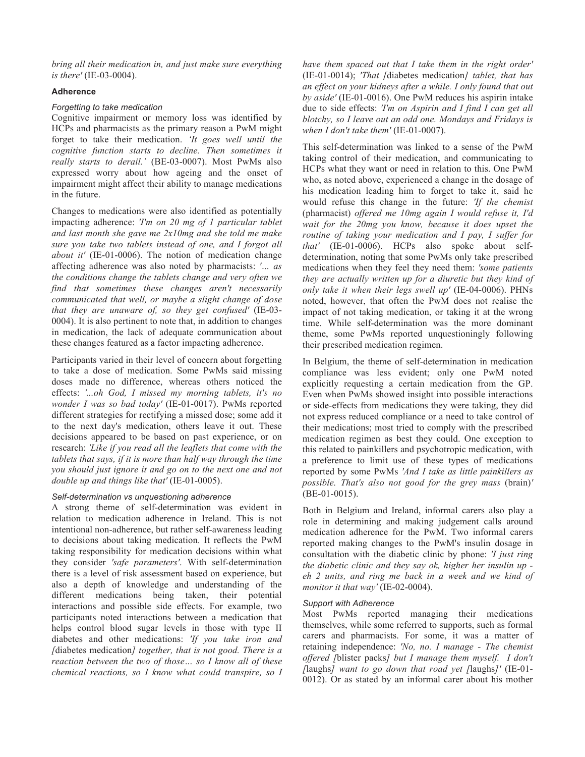*bring all their medication in, and just make sure everything is there'* (IE-03-0004).

### Adherence

#### *Forgetting to take medication*

Cognitive impairment or memory loss was identified by HCPs and pharmacists as the primary reason a PwM might forget to take their medication. *'It goes well until the cognitive function starts to decline. Then sometimes it really starts to derail.'* (BE-03-0007). Most PwMs also expressed worry about how ageing and the onset of impairment might affect their ability to manage medications in the future.

Changes to medications were also identified as potentially impacting adherence: *'I'm on 20 mg of 1 particular tablet and last month she gave me 2x10mg and she told me make sure you take two tablets instead of one, and I forgot all about it'* (IE-01-0006). The notion of medication change affecting adherence was also noted by pharmacists: *'... as the conditions change the tablets change and very often we find that sometimes these changes aren't necessarily communicated that well, or maybe a slight change of dose that they are unaware of, so they get confused'* (IE-03-0004). It is also pertinent to note that, in addition to changes in medication, the lack of adequate communication about these changes featured as a factor impacting adherence.

Participants varied in their level of concern about forgetting to take a dose of medication. Some PwMs said missing doses made no difference, whereas others noticed the effects: *'...oh God, I missed my morning tablets, it's no wonder I was so bad today'* (IE-01-0017). PwMs reported different strategies for rectifying a missed dose; some add it to the next day's medication, others leave it out. These decisions appeared to be based on past experience, or on research: *'Like if you read all the leaflets that come with the tablets that says, if it is more than half way through the time you should just ignore it and go on to the next one and not double up and things like that'* (IE-01-0005).

#### *Self-determination vs unquestioning adherence*

A strong theme of self-determination was evident in relation to medication adherence in Ireland. This is not intentional non-adherence, but rather self-awareness leading to decisions about taking medication. It reflects the PwM taking responsibility for medication decisions within what they consider *'safe parameters'*. With self-determination there is a level of risk assessment based on experience, but also a depth of knowledge and understanding of the different medications being taken, their potential interactions and possible side effects. For example, two participants noted interactions between a medication that helps control blood sugar levels in those with type II diabetes and other medications: *'If you take iron and [*diabetes medication*] together, that is not good. There is a reaction between the two of those… so I know all of these chemical reactions, so I know what could transpire, so I have them spaced out that I take them in the right order'* (IE-01-0014); *'That [*diabetes medication*] tablet, that has an effect on your kidneys after a while. I only found that out by aside'* (IE-01-0016). One PwM reduces his aspirin intake due to side effects: *'I'm on Aspirin and I find I can get all blotchy, so I leave out an odd one. Mondays and Fridays is when I don't take them'* (IE-01-0007).

This self-determination was linked to a sense of the PwM taking control of their medication, and communicating to HCPs what they want or need in relation to this. One PwM who, as noted above, experienced a change in the dosage of his medication leading him to forget to take it, said he would refuse this change in the future: *'If the chemist* (pharmacist) *offered me 10mg again I would refuse it, I'd wait for the 20mg you know, because it does upset the routine of taking your medication and I pay, I suffer for that'* (IE-01-0006). HCPs also spoke about self-determination, noting that some PwMs only take prescribed medications when they feel they need them: *'some patients they are actually written up for a diuretic but they kind of only take it when their legs swell up'* (IE-04-0006). PHNs noted, however, that often the PwM does not realise the impact of not taking medication, or taking it at the wrong time. While self-determination was the more dominant theme, some PwMs reported unquestioningly following their prescribed medication regimen.

In Belgium, the theme of self-determination in medication compliance was less evident; only one PwM noted explicitly requesting a certain medication from the GP. Even when PwMs showed insight into possible interactions or side-effects from medications they were taking, they did not express reduced compliance or a need to take control of their medications; most tried to comply with the prescribed medication regimen as best they could. One exception to this related to painkillers and psychotropic medication, with a preference to limit use of these types of medications reported by some PwMs *'And I take as little painkillers as possible. That's also not good for the grey mass* (brain)*'* (BE-01-0015).

Both in Belgium and Ireland, informal carers also play a role in determining and making judgement calls around medication adherence for the PwM. Two informal carers reported making changes to the PwM's insulin dosage in consultation with the diabetic clinic by phone: *'I just ring the diabetic clinic and they say ok, higher her insulin up - eh 2 units, and ring me back in a week and we kind of monitor it that way'* (IE-02-0004).

#### *Support with Adherence*

Most PwMs reported managing their medications themselves, while some referred to supports, such as formal carers and pharmacists. For some, it was a matter of retaining independence: *'No, no. I manage - The chemist offered [*blister packs*] but I manage them myself. I don't [*laughs*] want to go down that road yet [*laughs*]'* (IE-01-0012). Or as stated by an informal carer about his mother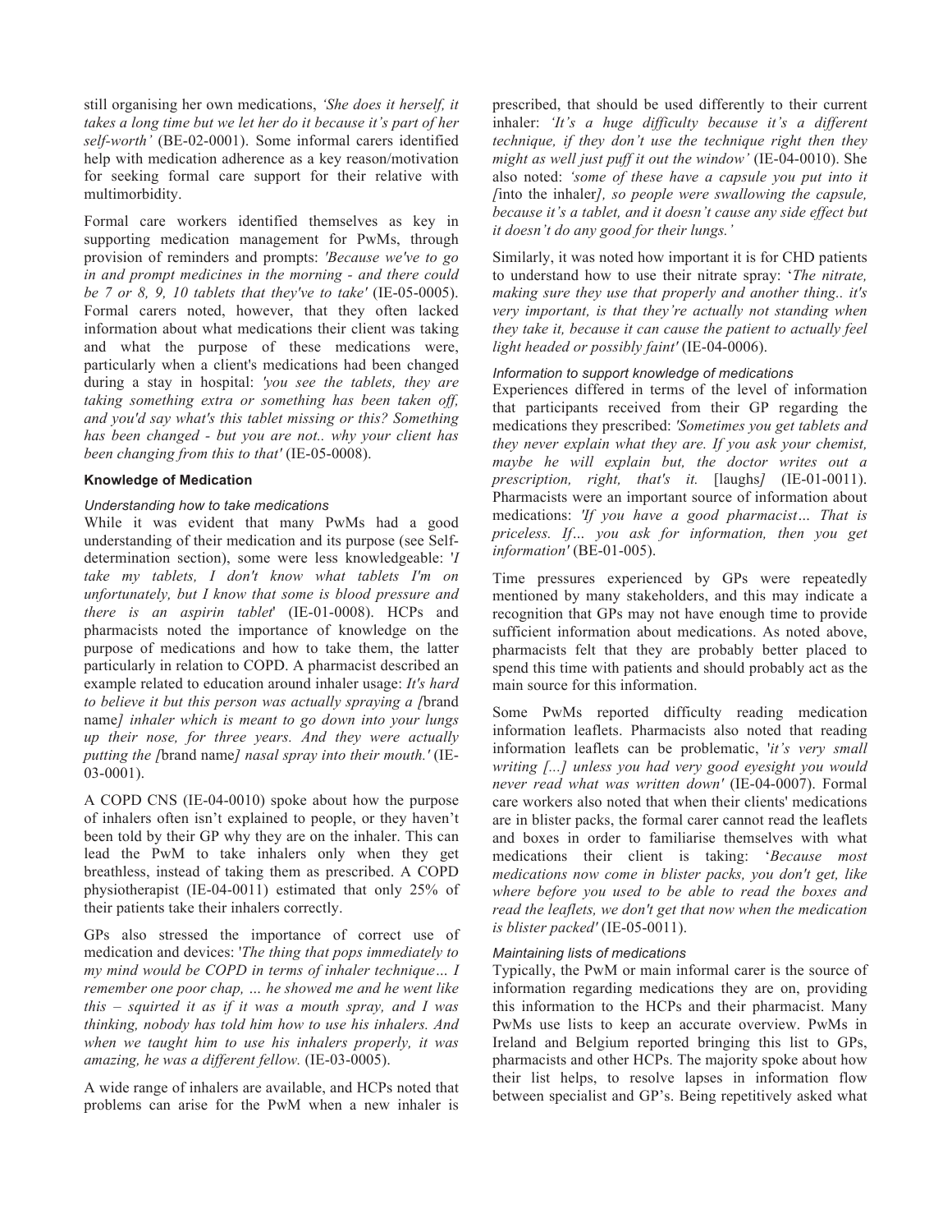still organising her own medications, *'She does it herself, it takes a long time but we let her do it because it's part of her self-worth'* (BE-02-0001). Some informal carers identified help with medication adherence as a key reason/motivation for seeking formal care support for their relative with multimorbidity.

Formal care workers identified themselves as key in supporting medication management for PwMs, through provision of reminders and prompts: *'Because we've to go in and prompt medicines in the morning - and there could be 7 or 8, 9, 10 tablets that they've to take'* (IE-05-0005). Formal carers noted, however, that they often lacked information about what medications their client was taking and what the purpose of these medications were, particularly when a client's medications had been changed during a stay in hospital: *'you see the tablets, they are taking something extra or something has been taken off, and you'd say what's this tablet missing or this? Something has been changed - but you are not.. why your client has been changing from this to that'* (IE-05-0008).

**Knowledge of Medication**

*Understanding how to take medications*

While it was evident that many PwMs had a good understanding of their medication and its purpose (see Self-determination section), some were less knowledgeable: *'I take my tablets, I don't know what tablets I'm on unfortunately, but I know that some is blood pressure and there is an aspirin tablet'* (IE-01-0008). HCPs and pharmacists noted the importance of knowledge on the purpose of medications and how to take them, the latter particularly in relation to COPD. A pharmacist described an example related to education around inhaler usage: *It's hard to believe it but this person was actually spraying a [*brand name*] inhaler which is meant to go down into your lungs up their nose, for three years. And they were actually putting the [*brand name*] nasal spray into their mouth.'* (IE-03-0001).

A COPD CNS (IE-04-0010) spoke about how the purpose of inhalers often isn't explained to people, or they haven't been told by their GP why they are on the inhaler. This can lead the PwM to take inhalers only when they get breathless, instead of taking them as prescribed. A COPD physiotherapist (IE-04-0011) estimated that only 25% of their patients take their inhalers correctly.

GPs also stressed the importance of correct use of medication and devices: *'The thing that pops immediately to my mind would be COPD in terms of inhaler technique… I remember one poor chap, … he showed me and he went like this – squirted it as if it was a mouth spray, and I was thinking, nobody has told him how to use his inhalers. And when we taught him to use his inhalers properly, it was amazing, he was a different fellow.* (IE-03-0005).

A wide range of inhalers are available, and HCPs noted that problems can arise for the PwM when a new inhaler is prescribed, that should be used differently to their current inhaler: *'It's a huge difficulty because it's a different technique, if they don't use the technique right then they might as well just puff it out the window'* (IE-04-0010). She also noted: *'some of these have a capsule you put into it [*into the inhaler*], so people were swallowing the capsule, because it's a tablet, and it doesn't cause any side effect but it doesn't do any good for their lungs.'*

Similarly, it was noted how important it is for CHD patients to understand how to use their nitrate spray: '*The nitrate, making sure they use that properly and another thing.. it's very important, is that they're actually not standing when they take it, because it can cause the patient to actually feel light headed or possibly faint'* (IE-04-0006).

*Information to support knowledge of medications*

Experiences differed in terms of the level of information that participants received from their GP regarding the medications they prescribed: *'Sometimes you get tablets and they never explain what they are. If you ask your chemist, maybe he will explain but, the doctor writes out a prescription, right, that's it.* [laughs*]* (IE-01-0011). Pharmacists were an important source of information about medications: *'If you have a good pharmacist… That is priceless. If… you ask for information, then you get information'* (BE-01-005).

Time pressures experienced by GPs were repeatedly mentioned by many stakeholders, and this may indicate a recognition that GPs may not have enough time to provide sufficient information about medications. As noted above, pharmacists felt that they are probably better placed to spend this time with patients and should probably act as the main source for this information.

Some PwMs reported difficulty reading medication information leaflets. Pharmacists also noted that reading information leaflets can be problematic, *'it's very small writing [...] unless you had very good eyesight you would never read what was written down'* (IE-04-0007). Formal care workers also noted that when their clients' medications are in blister packs, the formal carer cannot read the leaflets and boxes in order to familiarise themselves with what medications their client is taking: '*Because most medications now come in blister packs, you don't get, like where before you used to be able to read the boxes and read the leaflets, we don't get that now when the medication is blister packed'* (IE-05-0011).

*Maintaining lists of medications*

Typically, the PwM or main informal carer is the source of information regarding medications they are on, providing this information to the HCPs and their pharmacist. Many PwMs use lists to keep an accurate overview. PwMs in Ireland and Belgium reported bringing this list to GPs, pharmacists and other HCPs. The majority spoke about how their list helps, to resolve lapses in information flow between specialist and GP's. Being repetitively asked what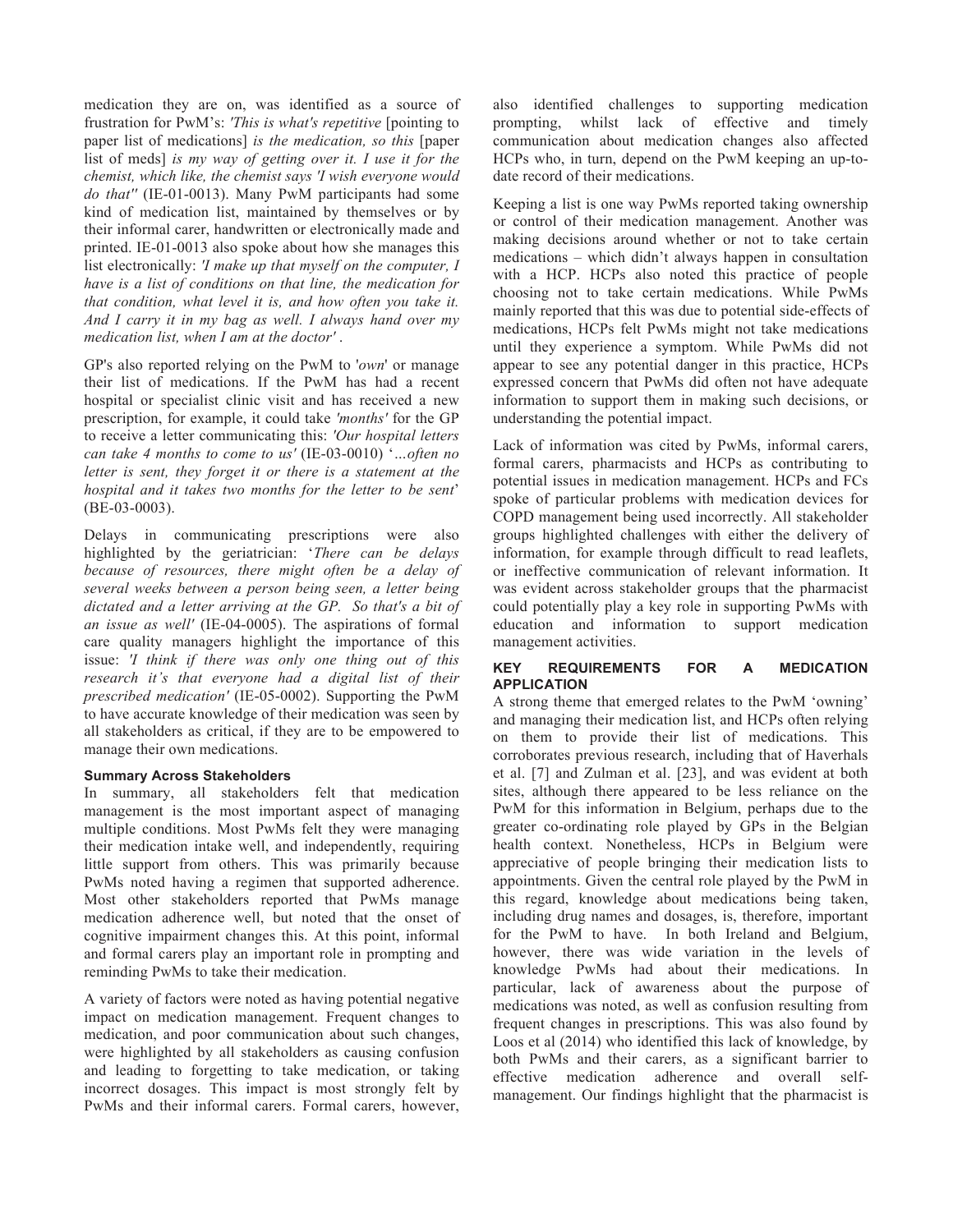medication they are on, was identified as a source of frustration for PwM's: *'This is what's repetitive* [pointing to paper list of medications] *is the medication, so this* [paper list of meds] *is my way of getting over it. I use it for the chemist, which like, the chemist says 'I wish everyone would do that''* (IE-01-0013). Many PwM participants had some kind of medication list, maintained by themselves or by their informal carer, handwritten or electronically made and printed. IE-01-0013 also spoke about how she manages this list electronically: *'I make up that myself on the computer, I have is a list of conditions on that line, the medication for that condition, what level it is, and how often you take it. And I carry it in my bag as well. I always hand over my medication list, when I am at the doctor'* .

GP's also reported relying on the PwM to '*own*' or manage their list of medications. If the PwM has had a recent hospital or specialist clinic visit and has received a new prescription, for example, it could take *'months'* for the GP to receive a letter communicating this: *'Our hospital letters can take 4 months to come to us'* (IE-03-0010) '*…often no letter is sent, they forget it or there is a statement at the hospital and it takes two months for the letter to be sent*' (BE-03-0003).

Delays in communicating prescriptions were also highlighted by the geriatrician: '*There can be delays because of resources, there might often be a delay of several weeks between a person being seen, a letter being dictated and a letter arriving at the GP. So that's a bit of an issue as well'* (IE-04-0005). The aspirations of formal care quality managers highlight the importance of this issue: *'I think if there was only one thing out of this research it's that everyone had a digital list of their prescribed medication'* (IE-05-0002). Supporting the PwM to have accurate knowledge of their medication was seen by all stakeholders as critical, if they are to be empowered to manage their own medications.

### Summary Across Stakeholders

In summary, all stakeholders felt that medication management is the most important aspect of managing multiple conditions. Most PwMs felt they were managing their medication intake well, and independently, requiring little support from others. This was primarily because PwMs noted having a regimen that supported adherence. Most other stakeholders reported that PwMs manage medication adherence well, but noted that the onset of cognitive impairment changes this. At this point, informal and formal carers play an important role in prompting and reminding PwMs to take their medication.

A variety of factors were noted as having potential negative impact on medication management. Frequent changes to medication, and poor communication about such changes, were highlighted by all stakeholders as causing confusion and leading to forgetting to take medication, or taking incorrect dosages. This impact is most strongly felt by PwMs and their informal carers. Formal carers, however, also identified challenges to supporting medication prompting, whilst lack of effective and timely communication about medication changes also affected HCPs who, in turn, depend on the PwM keeping an up-to-date record of their medications.

Keeping a list is one way PwMs reported taking ownership or control of their medication management. Another was making decisions around whether or not to take certain medications – which didn't always happen in consultation with a HCP. HCPs also noted this practice of people choosing not to take certain medications. While PwMs mainly reported that this was due to potential side-effects of medications, HCPs felt PwMs might not take medications until they experience a symptom. While PwMs did not appear to see any potential danger in this practice, HCPs expressed concern that PwMs did often not have adequate information to support them in making such decisions, or understanding the potential impact.

Lack of information was cited by PwMs, informal carers, formal carers, pharmacists and HCPs as contributing to potential issues in medication management. HCPs and FCs spoke of particular problems with medication devices for COPD management being used incorrectly. All stakeholder groups highlighted challenges with either the delivery of information, for example through difficult to read leaflets, or ineffective communication of relevant information. It was evident across stakeholder groups that the pharmacist could potentially play a key role in supporting PwMs with education and information to support medication management activities.

## KEY REQUIREMENTS FOR A MEDICATION APPLICATION

A strong theme that emerged relates to the PwM 'owning' and managing their medication list, and HCPs often relying on them to provide their list of medications. This corroborates previous research, including that of Haverhals et al. [7] and Zulman et al. [23], and was evident at both sites, although there appeared to be less reliance on the PwM for this information in Belgium, perhaps due to the greater co-ordinating role played by GPs in the Belgian health context. Nonetheless, HCPs in Belgium were appreciative of people bringing their medication lists to appointments. Given the central role played by the PwM in this regard, knowledge about medications being taken, including drug names and dosages, is, therefore, important for the PwM to have. In both Ireland and Belgium, however, there was wide variation in the levels of knowledge PwMs had about their medications. In particular, lack of awareness about the purpose of medications was noted, as well as confusion resulting from frequent changes in prescriptions. This was also found by Loos et al (2014) who identified this lack of knowledge, by both PwMs and their carers, as a significant barrier to effective medication adherence and overall self-management. Our findings highlight that the pharmacist is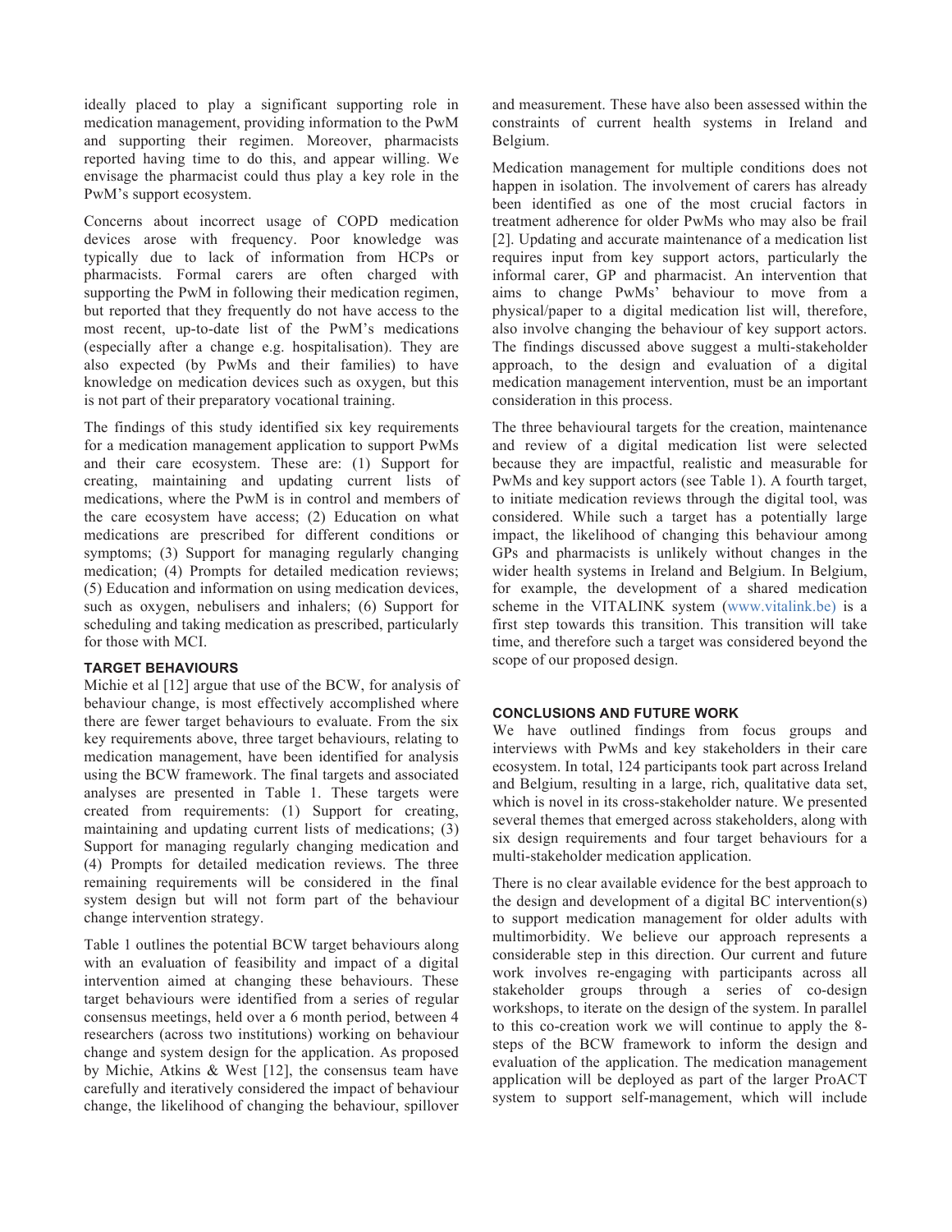ideally placed to play a significant supporting role in medication management, providing information to the PwM and supporting their regimen. Moreover, pharmacists reported having time to do this, and appear willing. We envisage the pharmacist could thus play a key role in the PwM's support ecosystem.

Concerns about incorrect usage of COPD medication devices arose with frequency. Poor knowledge was typically due to lack of information from HCPs or pharmacists. Formal carers are often charged with supporting the PwM in following their medication regimen, but reported that they frequently do not have access to the most recent, up-to-date list of the PwM's medications (especially after a change e.g. hospitalisation). They are also expected (by PwMs and their families) to have knowledge on medication devices such as oxygen, but this is not part of their preparatory vocational training.

The findings of this study identified six key requirements for a medication management application to support PwMs and their care ecosystem. These are: (1) Support for creating, maintaining and updating current lists of medications, where the PwM is in control and members of the care ecosystem have access; (2) Education on what medications are prescribed for different conditions or symptoms; (3) Support for managing regularly changing medication; (4) Prompts for detailed medication reviews; (5) Education and information on using medication devices, such as oxygen, nebulisers and inhalers; (6) Support for scheduling and taking medication as prescribed, particularly for those with MCI.

### TARGET BEHAVIOURS

Michie et al [12] argue that use of the BCW, for analysis of behaviour change, is most effectively accomplished where there are fewer target behaviours to evaluate. From the six key requirements above, three target behaviours, relating to medication management, have been identified for analysis using the BCW framework. The final targets and associated analyses are presented in Table 1. These targets were created from requirements: (1) Support for creating, maintaining and updating current lists of medications; (3) Support for managing regularly changing medication and (4) Prompts for detailed medication reviews. The three remaining requirements will be considered in the final system design but will not form part of the behaviour change intervention strategy.

Table 1 outlines the potential BCW target behaviours along with an evaluation of feasibility and impact of a digital intervention aimed at changing these behaviours. These target behaviours were identified from a series of regular consensus meetings, held over a 6 month period, between 4 researchers (across two institutions) working on behaviour change and system design for the application. As proposed by Michie, Atkins & West [12], the consensus team have carefully and iteratively considered the impact of behaviour change, the likelihood of changing the behaviour, spillover and measurement. These have also been assessed within the constraints of current health systems in Ireland and Belgium.

Medication management for multiple conditions does not happen in isolation. The involvement of carers has already been identified as one of the most crucial factors in treatment adherence for older PwMs who may also be frail [2]. Updating and accurate maintenance of a medication list requires input from key support actors, particularly the informal carer, GP and pharmacist. An intervention that aims to change PwMs' behaviour to move from a physical/paper to a digital medication list will, therefore, also involve changing the behaviour of key support actors. The findings discussed above suggest a multi-stakeholder approach, to the design and evaluation of a digital medication management intervention, must be an important consideration in this process.

The three behavioural targets for the creation, maintenance and review of a digital medication list were selected because they are impactful, realistic and measurable for PwMs and key support actors (see Table 1). A fourth target, to initiate medication reviews through the digital tool, was considered. While such a target has a potentially large impact, the likelihood of changing this behaviour among GPs and pharmacists is unlikely without changes in the wider health systems in Ireland and Belgium. In Belgium, for example, the development of a shared medication scheme in the VITALINK system (www.vitalink.be) is a first step towards this transition. This transition will take time, and therefore such a target was considered beyond the scope of our proposed design.

### CONCLUSIONS AND FUTURE WORK

We have outlined findings from focus groups and interviews with PwMs and key stakeholders in their care ecosystem. In total, 124 participants took part across Ireland and Belgium, resulting in a large, rich, qualitative data set, which is novel in its cross-stakeholder nature. We presented several themes that emerged across stakeholders, along with six design requirements and four target behaviours for a multi-stakeholder medication application.

There is no clear available evidence for the best approach to the design and development of a digital BC intervention(s) to support medication management for older adults with multimorbidity. We believe our approach represents a considerable step in this direction. Our current and future work involves re-engaging with participants across all stakeholder groups through a series of co-design workshops, to iterate on the design of the system. In parallel to this co-creation work we will continue to apply the 8-steps of the BCW framework to inform the design and evaluation of the application. The medication management application will be deployed as part of the larger ProACT system to support self-management, which will include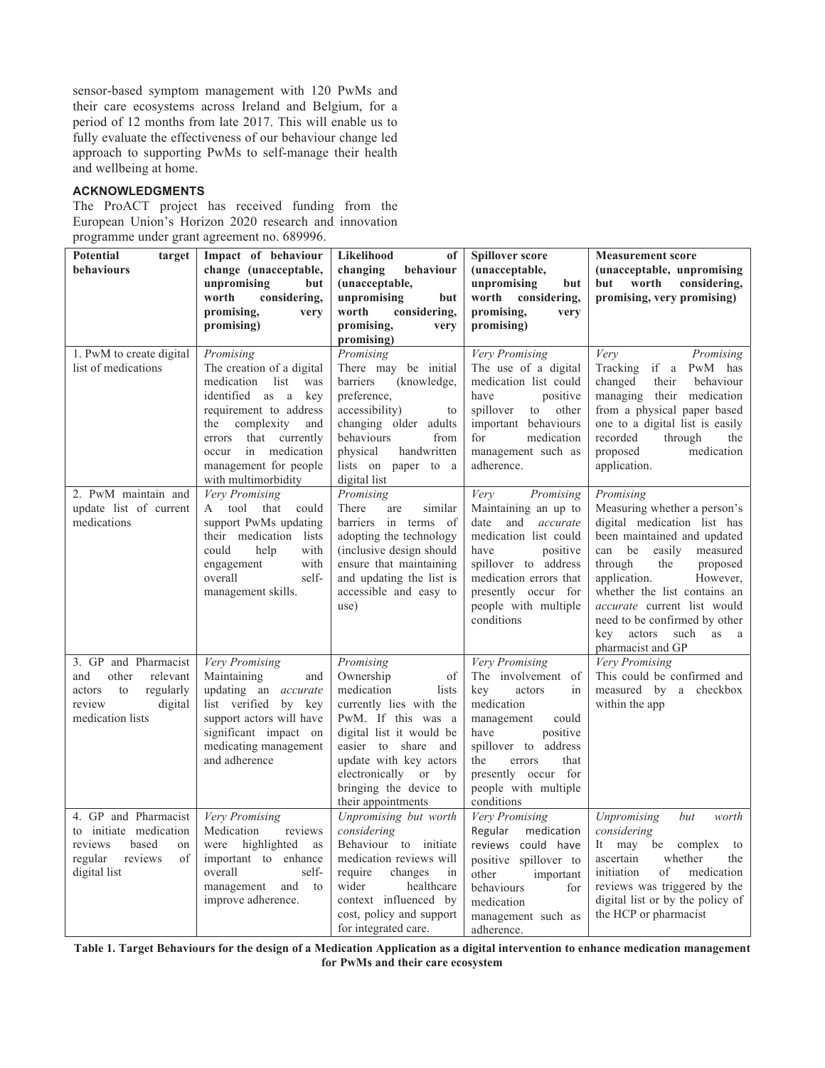sensor-based symptom management with 120 PwMs and their care ecosystems across Ireland and Belgium, for a period of 12 months from late 2017. This will enable us to fully evaluate the effectiveness of our behaviour change led approach to supporting PwMs to self-manage their health and wellbeing at home.

### ACKNOWLEDGMENTS

The ProACT project has received funding from the European Union's Horizon 2020 research and innovation programme under grant agreement no. 689996.

| Potential target behaviours | Impact of behaviour change (unacceptable, unpromising but worth considering, promising, very promising) | Likelihood of changing behaviour (unacceptable, unpromising but worth considering, promising, very promising) | Spillover score (unacceptable, unpromising but worth considering, promising, very promising) | Measurement score (unacceptable, unpromising but worth considering, promising, very promising) |
|---|---|---|---|---|
| 1. PwM to create digital list of medications | *Promising* The creation of a digital medication list was identified as a key requirement to address the complexity and errors that currently occur in medication management for people with multimorbidity | *Promising* There may be initial barriers (knowledge, preference, accessibility) to changing older adults behaviours from physical handwritten lists on paper to a digital list | *Very Promising* The use of a digital medication list could have positive spillover to other important behaviours for medication management such as adherence. | *Very Promising* Tracking if a PwM has changed their behaviour managing their medication from a physical paper based one to a digital list is easily recorded through the proposed medication application. |
| 2. PwM maintain and update list of current medications | *Very Promising* A tool that could support PwMs updating their medication lists could help with engagement with overall self-management skills. | *Promising* There are similar barriers in terms of adopting the technology (inclusive design should ensure that maintaining and updating the list is accessible and easy to use) | *Very Promising* Maintaining an up to date and *accurate* medication list could have positive spillover to address medication errors that presently occur for people with multiple conditions | *Promising* Measuring whether a person's digital medication list has been maintained and updated can be easily measured through the proposed application. However, whether the list contains an *accurate* current list would need to be confirmed by other key actors such as a pharmacist and GP |
| 3. GP and Pharmacist and other relevant actors to regularly review digital medication lists | *Very Promising* Maintaining and updating an *accurate* list verified by key support actors will have significant impact on medicating management and adherence | *Promising* Ownership of medication lists currently lies with the PwM. If this was a digital list it would be easier to share and update with key actors electronically or by bringing the device to their appointments | *Very Promising* The involvement of key actors in medication management could have positive spillover to address the errors that presently occur for people with multiple conditions | *Very Promising* This could be confirmed and measured by a checkbox within the app |
| 4. GP and Pharmacist to initiate medication reviews based on regular reviews of digital list | *Very Promising* Medication reviews were highlighted as important to enhance overall self-management and to improve adherence. | *Unpromising but worth considering* Behaviour to initiate medication reviews will require changes in wider healthcare context influenced by cost, policy and support for integrated care. | *Very Promising* Regular medication reviews could have positive spillover to other important behaviours for medication management such as adherence. | *Unpromising but worth considering* It may be complex to ascertain whether the initiation of medication reviews was triggered by the digital list or by the policy of the HCP or pharmacist |

**Table 1. Target Behaviours for the design of a Medication Application as a digital intervention to enhance medication management for PwMs and their care ecosystem**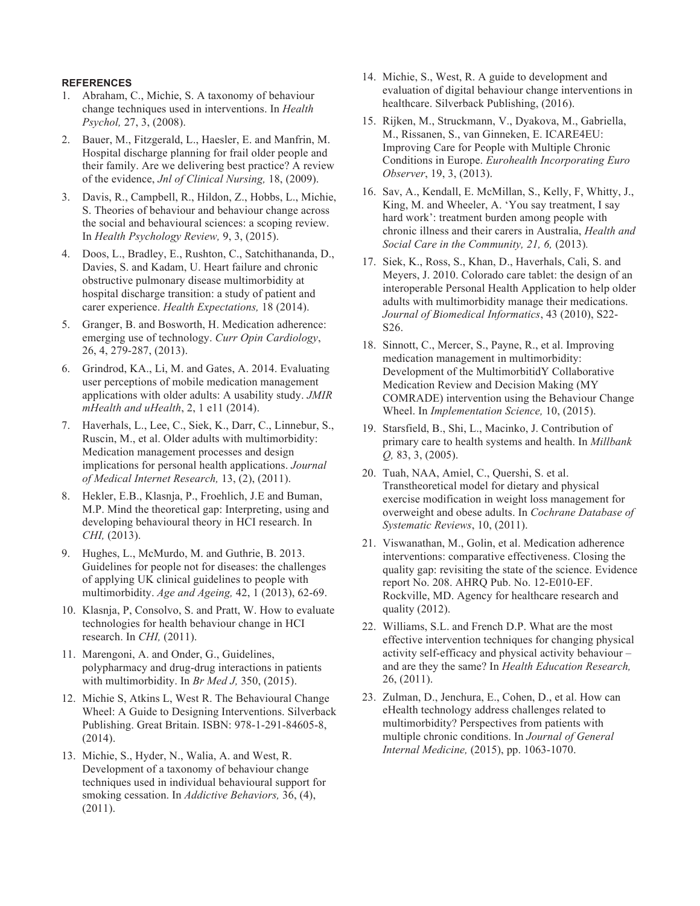## REFERENCES

1. Abraham, C., Michie, S. A taxonomy of behaviour change techniques used in interventions. In *Health Psychol,* 27, 3, (2008).
2. Bauer, M., Fitzgerald, L., Haesler, E. and Manfrin, M. Hospital discharge planning for frail older people and their family. Are we delivering best practice? A review of the evidence, *Jnl of Clinical Nursing,* 18, (2009).
3. Davis, R., Campbell, R., Hildon, Z., Hobbs, L., Michie, S. Theories of behaviour and behaviour change across the social and behavioural sciences: a scoping review. In *Health Psychology Review,* 9, 3, (2015).
4. Doos, L., Bradley, E., Rushton, C., Satchithananda, D., Davies, S. and Kadam, U. Heart failure and chronic obstructive pulmonary disease multimorbidity at hospital discharge transition: a study of patient and carer experience. *Health Expectations,* 18 (2014).
5. Granger, B. and Bosworth, H. Medication adherence: emerging use of technology. *Curr Opin Cardiology*, 26, 4, 279-287, (2013).
6. Grindrod, KA., Li, M. and Gates, A. 2014. Evaluating user perceptions of mobile medication management applications with older adults: A usability study. *JMIR mHealth and uHealth*, 2, 1 e11 (2014).
7. Haverhals, L., Lee, C., Siek, K., Darr, C., Linnebur, S., Ruscin, M., et al. Older adults with multimorbidity: Medication management processes and design implications for personal health applications. *Journal of Medical Internet Research,* 13, (2), (2011).
8. Hekler, E.B., Klasnja, P., Froehlich, J.E and Buman, M.P. Mind the theoretical gap: Interpreting, using and developing behavioural theory in HCI research. In *CHI,* (2013).
9. Hughes, L., McMurdo, M. and Guthrie, B. 2013. Guidelines for people not for diseases: the challenges of applying UK clinical guidelines to people with multimorbidity. *Age and Ageing,* 42, 1 (2013), 62-69.
10. Klasnja, P, Consolvo, S. and Pratt, W. How to evaluate technologies for health behaviour change in HCI research. In *CHI,* (2011).
11. Marengoni, A. and Onder, G., Guidelines, polypharmacy and drug-drug interactions in patients with multimorbidity. In *Br Med J,* 350, (2015).
12. Michie S, Atkins L, West R. The Behavioural Change Wheel: A Guide to Designing Interventions. Silverback Publishing. Great Britain. ISBN: 978-1-291-84605-8, (2014).
13. Michie, S., Hyder, N., Walia, A. and West, R. Development of a taxonomy of behaviour change techniques used in individual behavioural support for smoking cessation. In *Addictive Behaviors,* 36, (4), (2011).
14. Michie, S., West, R. A guide to development and evaluation of digital behaviour change interventions in healthcare. Silverback Publishing, (2016).
15. Rijken, M., Struckmann, V., Dyakova, M., Gabriella, M., Rissanen, S., van Ginneken, E. ICARE4EU: Improving Care for People with Multiple Chronic Conditions in Europe. *Eurohealth Incorporating Euro Observer*, 19, 3, (2013).
16. Sav, A., Kendall, E. McMillan, S., Kelly, F, Whitty, J., King, M. and Wheeler, A. 'You say treatment, I say hard work': treatment burden among people with chronic illness and their carers in Australia, *Health and Social Care in the Community, 21, 6,* (2013).
17. Siek, K., Ross, S., Khan, D., Haverhals, Cali, S. and Meyers, J. 2010. Colorado care tablet: the design of an interoperable Personal Health Application to help older adults with multimorbidity manage their medications. *Journal of Biomedical Informatics*, 43 (2010), S22-S26.
18. Sinnott, C., Mercer, S., Payne, R., et al. Improving medication management in multimorbidity: Development of the MultimorbitidY Collaborative Medication Review and Decision Making (MY COMRADE) intervention using the Behaviour Change Wheel. In *Implementation Science,* 10, (2015).
19. Starsfield, B., Shi, L., Macinko, J. Contribution of primary care to health systems and health. In *Millbank Q,* 83, 3, (2005).
20. Tuah, NAA, Amiel, C., Quershi, S. et al. Transtheoretical model for dietary and physical exercise modification in weight loss management for overweight and obese adults. In *Cochrane Database of Systematic Reviews*, 10, (2011).
21. Viswanathan, M., Golin, et al. Medication adherence interventions: comparative effectiveness. Closing the quality gap: revisiting the state of the science. Evidence report No. 208. AHRQ Pub. No. 12-E010-EF. Rockville, MD. Agency for healthcare research and quality (2012).
22. Williams, S.L. and French D.P. What are the most effective intervention techniques for changing physical activity self-efficacy and physical activity behaviour – and are they the same? In *Health Education Research,* 26, (2011).
23. Zulman, D., Jenchura, E., Cohen, D., et al. How can eHealth technology address challenges related to multimorbidity? Perspectives from patients with multiple chronic conditions. In *Journal of General Internal Medicine,* (2015), pp. 1063-1070.